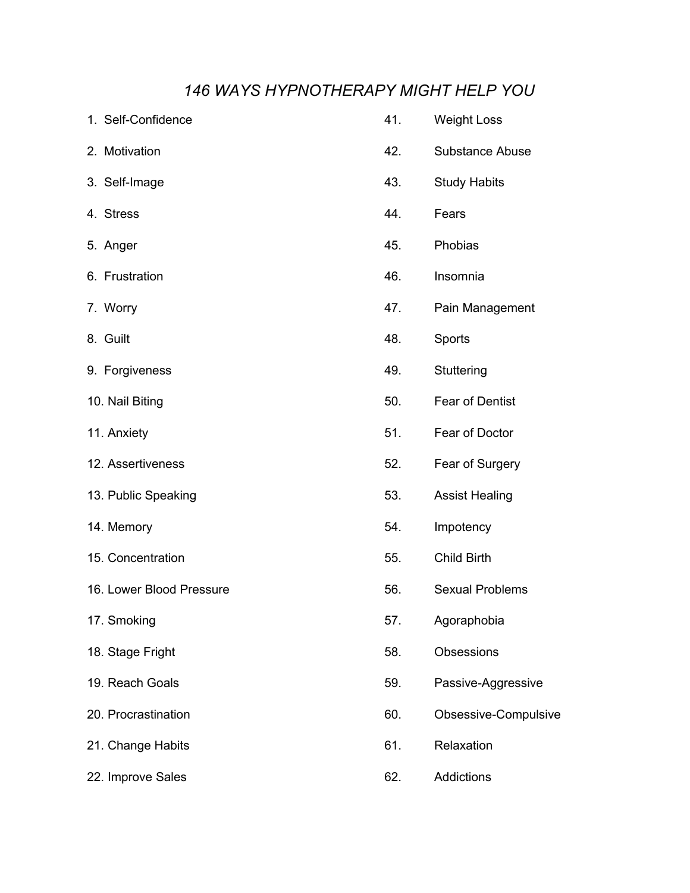# *146 WAYS HYPNOTHERAPY MIGHT HELP YOU*

1. Self-Confidence
2. Motivation
3. Self-Image
4. Stress
5. Anger
6. Frustration
7. Worry
8. Guilt
9. Forgiveness
10. Nail Biting
11. Anxiety
12. Assertiveness
13. Public Speaking
14. Memory
15. Concentration
16. Lower Blood Pressure
17. Smoking
18. Stage Fright
19. Reach Goals
20. Procrastination
21. Change Habits
22. Improve Sales

41. Weight Loss
42. Substance Abuse
43. Study Habits
44. Fears
45. Phobias
46. Insomnia
47. Pain Management
48. Sports
49. Stuttering
50. Fear of Dentist
51. Fear of Doctor
52. Fear of Surgery
53. Assist Healing
54. Impotency
55. Child Birth
56. Sexual Problems
57. Agoraphobia
58. Obsessions
59. Passive-Aggressive
60. Obsessive-Compulsive
61. Relaxation
62. Addictions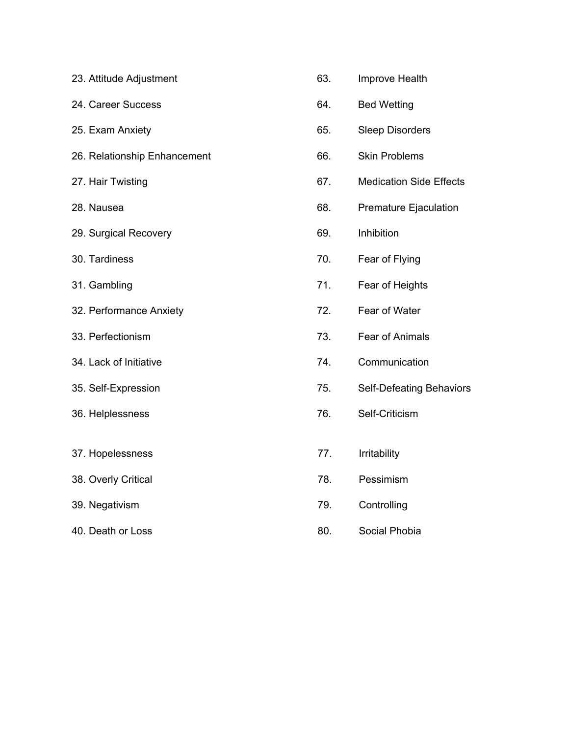23. Attitude Adjustment
24. Career Success
25. Exam Anxiety
26. Relationship Enhancement
27. Hair Twisting
28. Nausea
29. Surgical Recovery
30. Tardiness
31. Gambling
32. Performance Anxiety
33. Perfectionism
34. Lack of Initiative
35. Self-Expression
36. Helplessness
37. Hopelessness
38. Overly Critical
39. Negativism
40. Death or Loss

63. Improve Health
64. Bed Wetting
65. Sleep Disorders
66. Skin Problems
67. Medication Side Effects
68. Premature Ejaculation
69. Inhibition
70. Fear of Flying
71. Fear of Heights
72. Fear of Water
73. Fear of Animals
74. Communication
75. Self-Defeating Behaviors
76. Self-Criticism
77. Irritability
78. Pessimism
79. Controlling
80. Social Phobia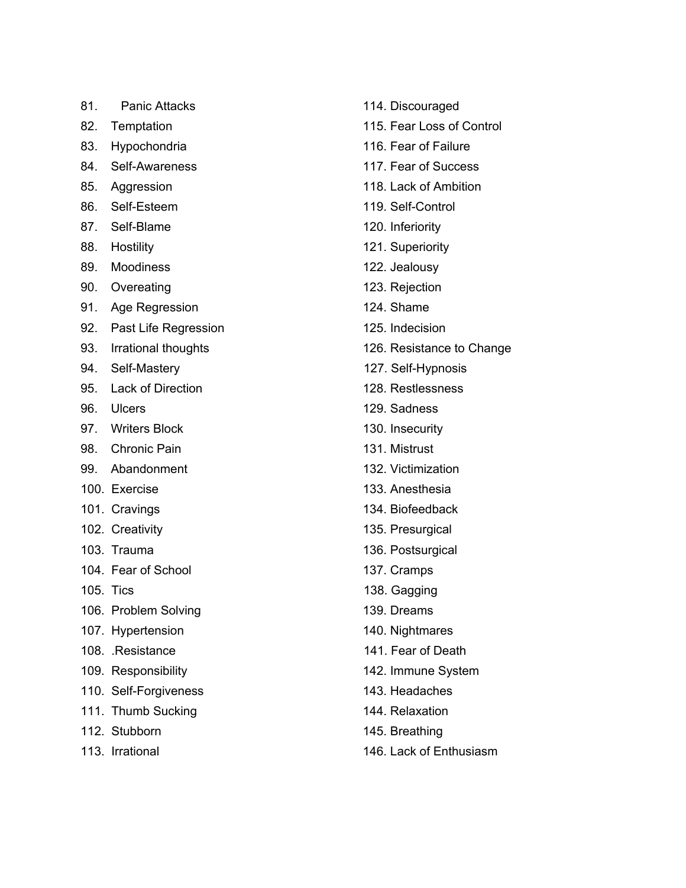81. Panic Attacks
82. Temptation
83. Hypochondria
84. Self-Awareness
85. Aggression
86. Self-Esteem
87. Self-Blame
88. Hostility
89. Moodiness
90. Overeating
91. Age Regression
92. Past Life Regression
93. Irrational thoughts
94. Self-Mastery
95. Lack of Direction
96. Ulcers
97. Writers Block
98. Chronic Pain
99. Abandonment
100. Exercise
101. Cravings
102. Creativity
103. Trauma
104. Fear of School
105. Tics
106. Problem Solving
107. Hypertension
108. .Resistance
109. Responsibility
110. Self-Forgiveness
111. Thumb Sucking
112. Stubborn
113. Irrational
114. Discouraged
115. Fear Loss of Control
116. Fear of Failure
117. Fear of Success
118. Lack of Ambition
119. Self-Control
120. Inferiority
121. Superiority
122. Jealousy
123. Rejection
124. Shame
125. Indecision
126. Resistance to Change
127. Self-Hypnosis
128. Restlessness
129. Sadness
130. Insecurity
131. Mistrust
132. Victimization
133. Anesthesia
134. Biofeedback
135. Presurgical
136. Postsurgical
137. Cramps
138. Gagging
139. Dreams
140. Nightmares
141. Fear of Death
142. Immune System
143. Headaches
144. Relaxation
145. Breathing
146. Lack of Enthusiasm